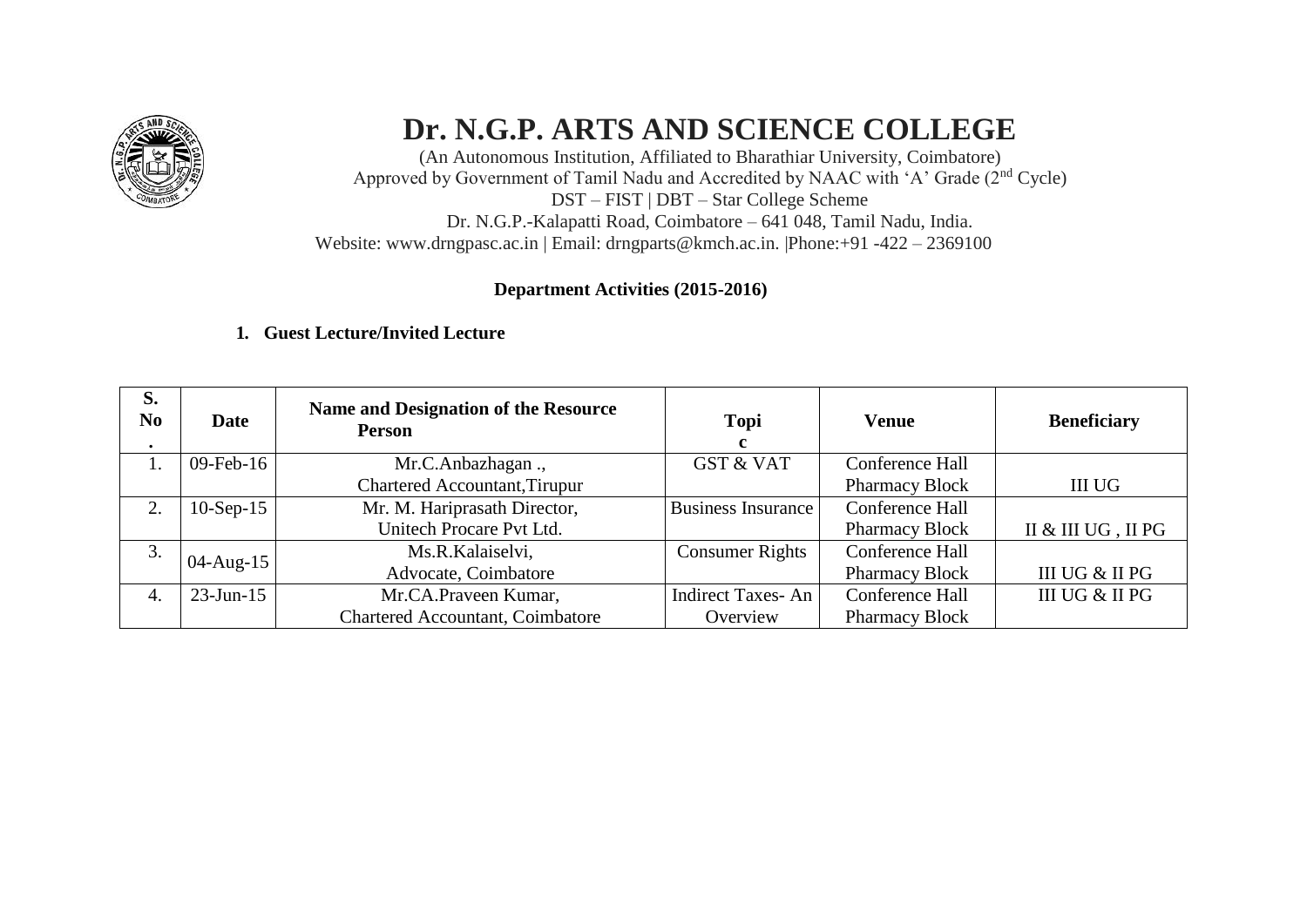# Dr. N.G.P. ARTS AND SCIENCE COLLEGE

(An Autonomous Institution, Affiliated to Bharathiar University, Coimbatore)
Approved by Government of Tamil Nadu and Accredited by NAAC with 'A' Grade (2nd Cycle)
DST – FIST | DBT – Star College Scheme
Dr. N.G.P.-Kalapatti Road, Coimbatore – 641 048, Tamil Nadu, India.
Website: www.drngpasc.ac.in | Email: drngparts@kmch.ac.in. |Phone:+91 -422 – 2369100

**Department Activities (2015-2016)**

**1. Guest Lecture/Invited Lecture**

| S. No. | Date | Name and Designation of the Resource Person | Topic | Venue | Beneficiary |
|---|---|---|---|---|---|
| 1. | 09-Feb-16 | Mr.C.Anbazhagan ., Chartered Accountant,Tirupur | GST & VAT | Conference Hall Pharmacy Block | III UG |
| 2. | 10-Sep-15 | Mr. M. Hariprasath Director, Unitech Procare Pvt Ltd. | Business Insurance | Conference Hall Pharmacy Block | II & III UG , II PG |
| 3. | 04-Aug-15 | Ms.R.Kalaiselvi, Advocate, Coimbatore | Consumer Rights | Conference Hall Pharmacy Block | III UG & II PG |
| 4. | 23-Jun-15 | Mr.CA.Praveen Kumar, Chartered Accountant, Coimbatore | Indirect Taxes- An Overview | Conference Hall Pharmacy Block | III UG & II PG |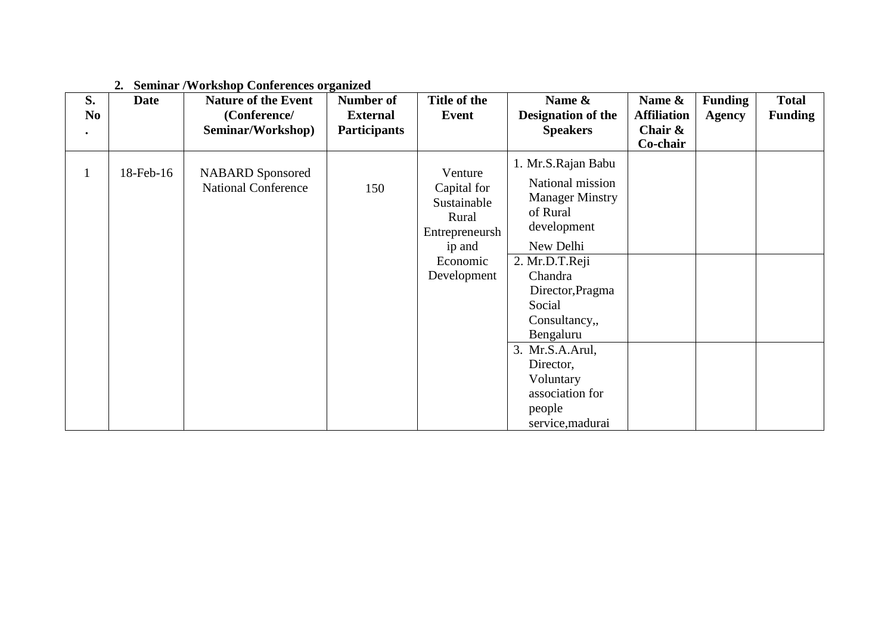## 2. Seminar /Workshop Conferences organized

| S. No. | Date | Nature of the Event (Conference/ Seminar/Workshop) | Number of External Participants | Title of the Event | Name & Designation of the Speakers | Name & Affiliation Chair & Co-chair | Funding Agency | Total Funding |
|---|---|---|---|---|---|---|---|---|
| 1 | 18-Feb-16 | NABARD Sponsored National Conference | 150 | Venture Capital for Sustainable Rural Entrepreneurship and Economic Development | 1. Mr.S.Rajan Babu National mission Manager Minstry of Rural development New Delhi | | | |
| | | | | | 2. Mr.D.T.Reji Chandra Director,Pragma Social Consultancy,, Bengaluru | | | |
| | | | | | 3. Mr.S.A.Arul, Director, Voluntary association for people service,madurai | | | |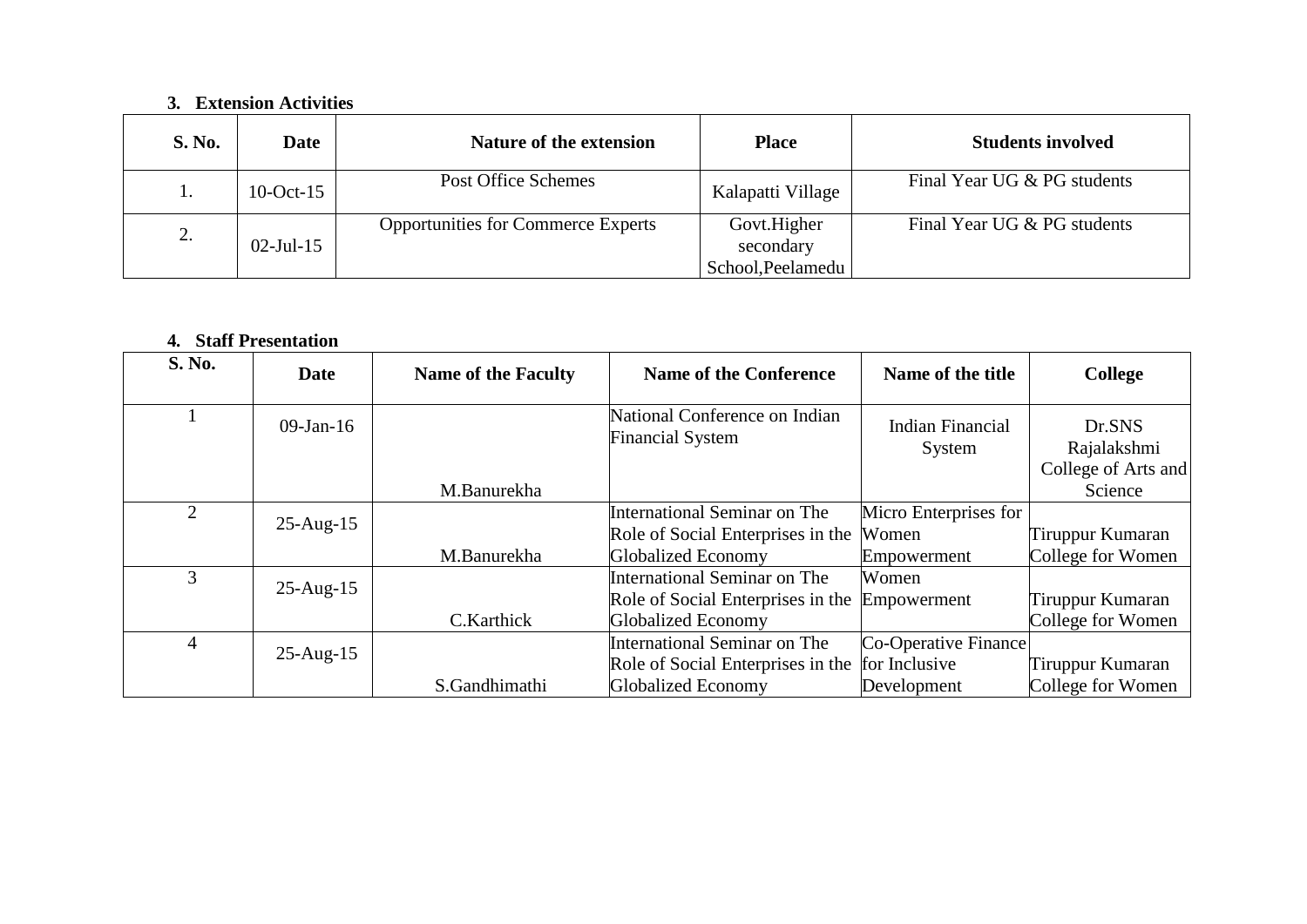### 3. Extension Activities

| S. No. | Date | Nature of the extension | Place | Students involved |
|---|---|---|---|---|
| 1. | 10-Oct-15 | Post Office Schemes | Kalapatti Village | Final Year UG & PG students |
| 2. | 02-Jul-15 | Opportunities for Commerce Experts | Govt.Higher secondary School,Peelamedu | Final Year UG & PG students |

### 4. Staff Presentation

| S. No. | Date | Name of the Faculty | Name of the Conference | Name of the title | College |
|---|---|---|---|---|---|
| 1 | 09-Jan-16 | M.Banurekha | National Conference on Indian Financial System | Indian Financial System | Dr.SNS Rajalakshmi College of Arts and Science |
| 2 | 25-Aug-15 | M.Banurekha | International Seminar on The Role of Social Enterprises in the Globalized Economy | Micro Enterprises for Women Empowerment | Tiruppur Kumaran College for Women |
| 3 | 25-Aug-15 | C.Karthick | International Seminar on The Role of Social Enterprises in the Globalized Economy | Women Empowerment | Tiruppur Kumaran College for Women |
| 4 | 25-Aug-15 | S.Gandhimathi | International Seminar on The Role of Social Enterprises in the Globalized Economy | Co-Operative Finance for Inclusive Development | Tiruppur Kumaran College for Women |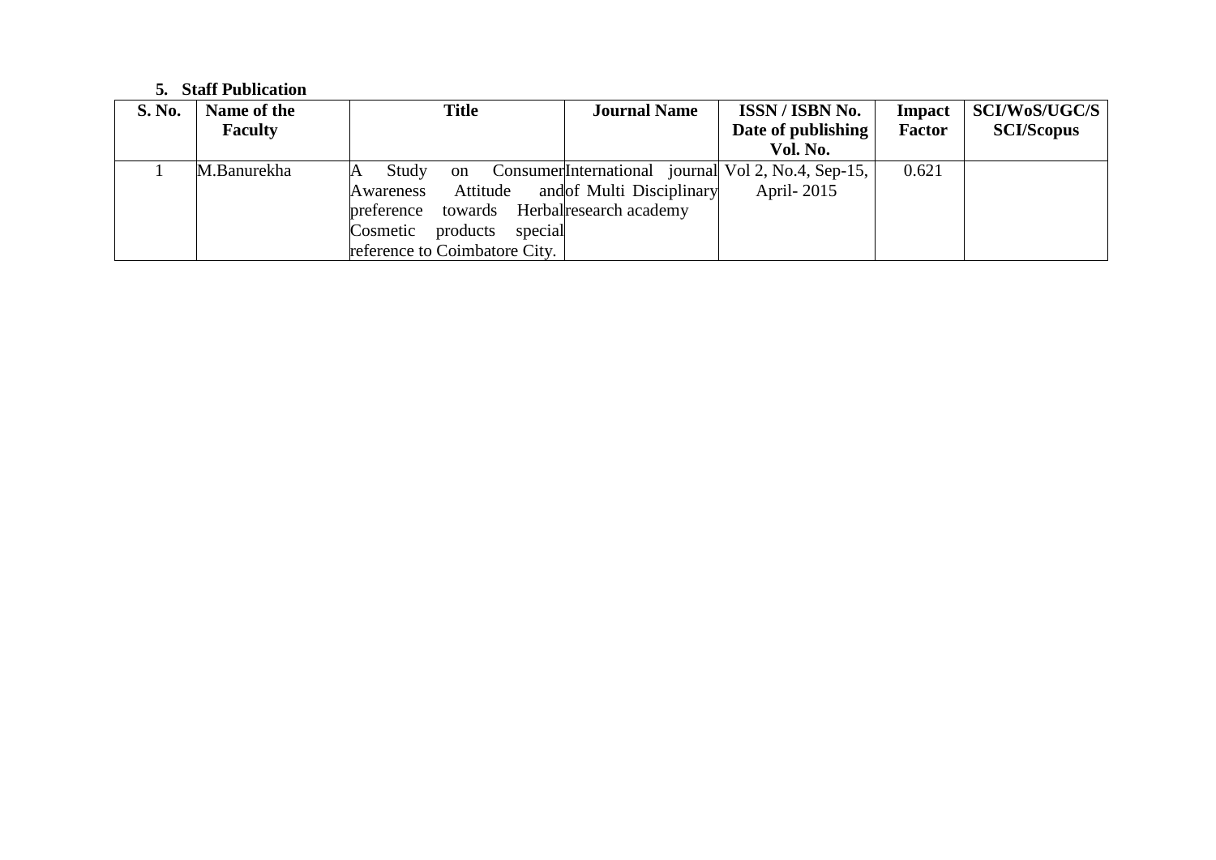## 5. Staff Publication

| S. No. | Name of the Faculty | Title | Journal Name | ISSN / ISBN No. Date of publishing Vol. No. | Impact Factor | SCI/WoS/UGC/S SCI/Scopus |
|---|---|---|---|---|---|---|
| 1 | M.Banurekha | A Study on Consumer Awareness Attitude and preference towards Herbal Cosmetic products special reference to Coimbatore City. | International journal of Multi Disciplinary research academy | Vol 2, No.4, Sep-15, April- 2015 | 0.621 | |